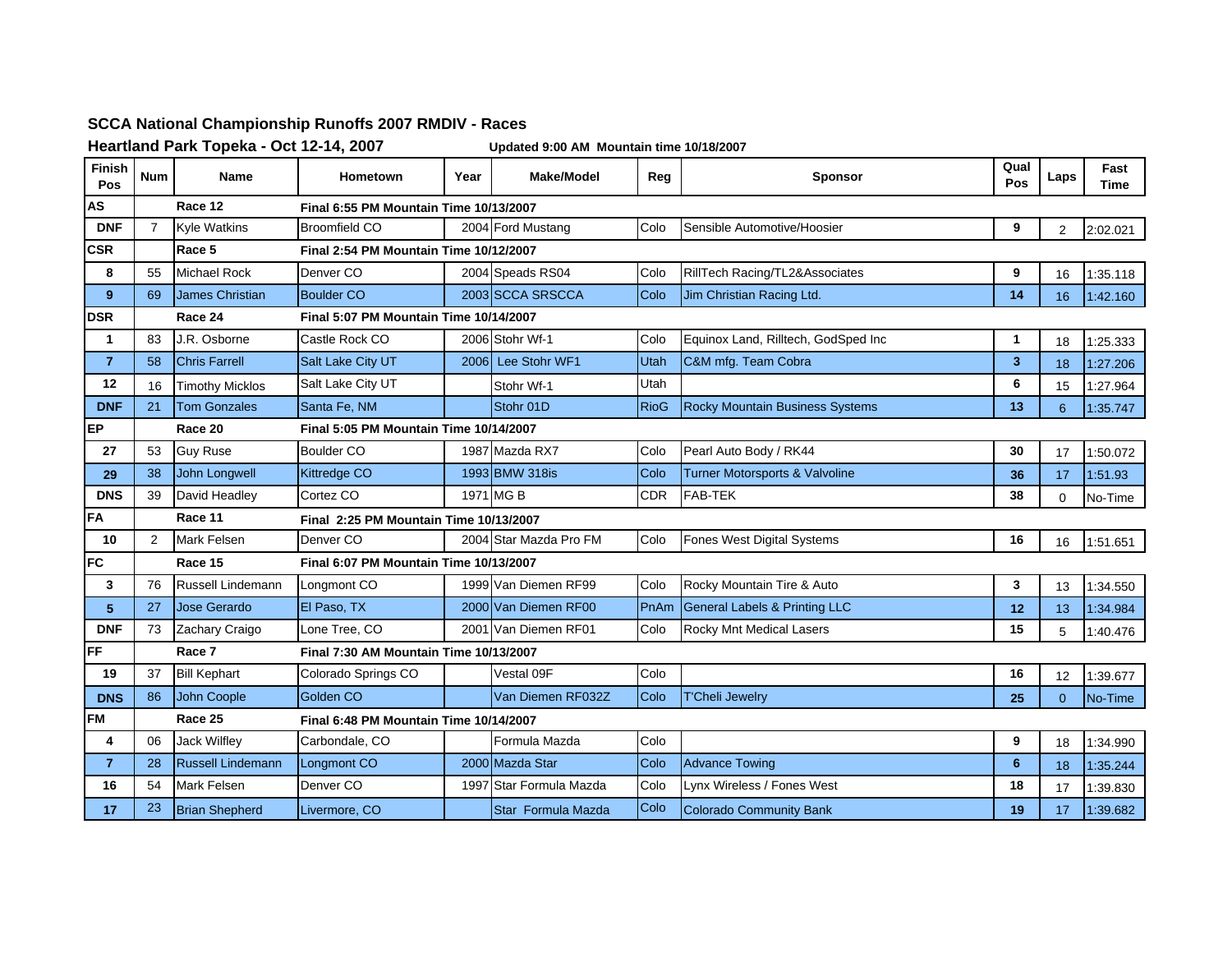## SCCA National Championship Runoffs 2007 RMDIV - Races

**Heartland Park Topeka - Oct 12-14, 2007**

**Updated 9:00 AM Mountain time 10/18/2007**

| Finish Pos | Num | Name | Hometown | Year | Make/Model | Reg | Sponsor | Qual Pos | Laps | Fast Time |
|---|---|---|---|---|---|---|---|---|---|---|
| **AS** | | **Race 12** | **Final 6:55 PM Mountain Time 10/13/2007** | | | | | | | |
| **DNF** | 7 | Kyle Watkins | Broomfield CO | 2004 | Ford Mustang | Colo | Sensible Automotive/Hoosier | **9** | 2 | 2:02.021 |
| **CSR** | | **Race 5** | **Final 2:54 PM Mountain Time 10/12/2007** | | | | | | | |
| **8** | 55 | Michael Rock | Denver CO | 2004 | Speads RS04 | Colo | RillTech Racing/TL2&Associates | **9** | 16 | 1:35.118 |
| **9** | 69 | James Christian | Boulder CO | 2003 | SCCA SRSCCA | Colo | Jim Christian Racing Ltd. | **14** | 16 | 1:42.160 |
| **DSR** | | **Race 24** | **Final 5:07 PM Mountain Time 10/14/2007** | | | | | | | |
| **1** | 83 | J.R. Osborne | Castle Rock CO | 2006 | Stohr Wf-1 | Colo | Equinox Land, Rilltech, GodSped Inc | **1** | 18 | 1:25.333 |
| **7** | 58 | Chris Farrell | Salt Lake City UT | 2006 | Lee Stohr WF1 | Utah | C&M mfg. Team Cobra | **3** | 18 | 1:27.206 |
| **12** | 16 | Timothy Micklos | Salt Lake City UT | | Stohr Wf-1 | Utah | | **6** | 15 | 1:27.964 |
| **DNF** | 21 | Tom Gonzales | Santa Fe, NM | | Stohr 01D | RioG | Rocky Mountain Business Systems | **13** | 6 | 1:35.747 |
| **EP** | | **Race 20** | **Final 5:05 PM Mountain Time 10/14/2007** | | | | | | | |
| **27** | 53 | Guy Ruse | Boulder CO | 1987 | Mazda RX7 | Colo | Pearl Auto Body / RK44 | **30** | 17 | 1:50.072 |
| **29** | 38 | John Longwell | Kittredge CO | 1993 | BMW 318is | Colo | Turner Motorsports & Valvoline | **36** | 17 | 1:51.93 |
| **DNS** | 39 | David Headley | Cortez CO | 1971 | MG B | CDR | FAB-TEK | **38** | 0 | No-Time |
| **FA** | | **Race 11** | **Final 2:25 PM Mountain Time 10/13/2007** | | | | | | | |
| **10** | 2 | Mark Felsen | Denver CO | 2004 | Star Mazda Pro FM | Colo | Fones West Digital Systems | **16** | 16 | 1:51.651 |
| **FC** | | **Race 15** | **Final 6:07 PM Mountain Time 10/13/2007** | | | | | | | |
| **3** | 76 | Russell Lindemann | Longmont CO | 1999 | Van Diemen RF99 | Colo | Rocky Mountain Tire & Auto | **3** | 13 | 1:34.550 |
| **5** | 27 | Jose Gerardo | El Paso, TX | 2000 | Van Diemen RF00 | PnAm | General Labels & Printing LLC | **12** | 13 | 1:34.984 |
| **DNF** | 73 | Zachary Craigo | Lone Tree, CO | 2001 | Van Diemen RF01 | Colo | Rocky Mnt Medical Lasers | **15** | 5 | 1:40.476 |
| **FF** | | **Race 7** | **Final 7:30 AM Mountain Time 10/13/2007** | | | | | | | |
| **19** | 37 | Bill Kephart | Colorado Springs CO | | Vestal 09F | Colo | | **16** | 12 | 1:39.677 |
| **DNS** | 86 | John Coople | Golden CO | | Van Diemen RF032Z | Colo | T'Cheli Jewelry | **25** | 0 | No-Time |
| **FM** | | **Race 25** | **Final 6:48 PM Mountain Time 10/14/2007** | | | | | | | |
| **4** | 06 | Jack Wilfley | Carbondale, CO | | Formula Mazda | Colo | | **9** | 18 | 1:34.990 |
| **7** | 28 | Russell Lindemann | Longmont CO | 2000 | Mazda Star | Colo | Advance Towing | **6** | 18 | 1:35.244 |
| **16** | 54 | Mark Felsen | Denver CO | 1997 | Star Formula Mazda | Colo | Lynx Wireless / Fones West | **18** | 17 | 1:39.830 |
| **17** | 23 | Brian Shepherd | Livermore, CO | | Star Formula Mazda | Colo | Colorado Community Bank | **19** | 17 | 1:39.682 |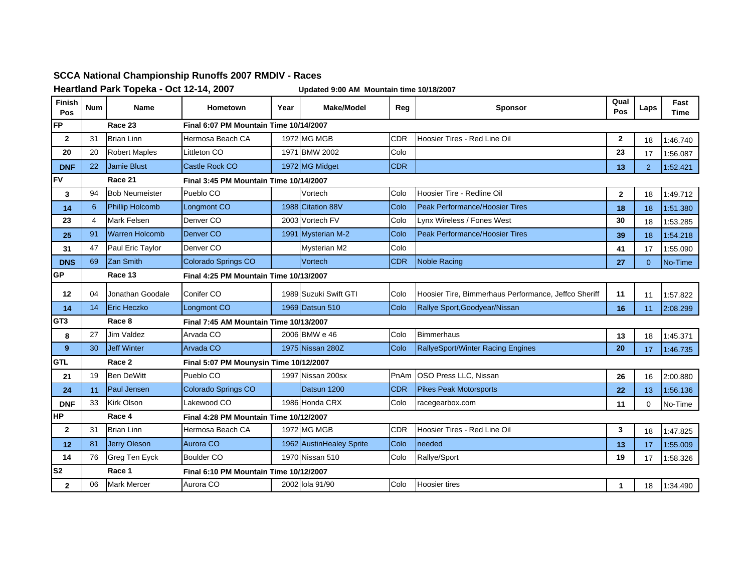## SCCA National Championship Runoffs 2007 RMDIV - Races

**Heartland Park Topeka - Oct 12-14, 2007** — **Updated 9:00 AM Mountain time 10/18/2007**

| Finish Pos | Num | Name | Hometown | Year | Make/Model | Reg | Sponsor | Qual Pos | Laps | Fast Time |
|---|---|---|---|---|---|---|---|---|---|---|
| **FP** | | **Race 23** | **Final 6:07 PM Mountain Time 10/14/2007** | | | | | | | |
| **2** | 31 | Brian Linn | Hermosa Beach CA | 1972 | MG MGB | CDR | Hoosier Tires - Red Line Oil | **2** | 18 | 1:46.740 |
| **20** | 20 | Robert Maples | Littleton CO | 1971 | BMW 2002 | Colo | | **23** | 17 | 1:56.087 |
| **DNF** | 22 | Jamie Blust | Castle Rock CO | 1972 | MG Midget | CDR | | **13** | 2 | 1:52.421 |
| **FV** | | **Race 21** | **Final 3:45 PM Mountain Time 10/14/2007** | | | | | | | |
| **3** | 94 | Bob Neumeister | Pueblo CO | | Vortech | Colo | Hoosier Tire - Redline Oil | **2** | 18 | 1:49.712 |
| **14** | 6 | Phillip Holcomb | Longmont CO | 1988 | Citation 88V | Colo | Peak Performance/Hoosier Tires | **18** | 18 | 1:51.380 |
| **23** | 4 | Mark Felsen | Denver CO | 2003 | Vortech FV | Colo | Lynx Wireless / Fones West | **30** | 18 | 1:53.285 |
| **25** | 91 | Warren Holcomb | Denver CO | 1991 | Mysterian M-2 | Colo | Peak Performance/Hoosier Tires | **39** | 18 | 1:54.218 |
| **31** | 47 | Paul Eric Taylor | Denver CO | | Mysterian M2 | Colo | | **41** | 17 | 1:55.090 |
| **DNS** | 69 | Zan Smith | Colorado Springs CO | | Vortech | CDR | Noble Racing | **27** | 0 | No-Time |
| **GP** | | **Race 13** | **Final 4:25 PM Mountain Time 10/13/2007** | | | | | | | |
| **12** | 04 | Jonathan Goodale | Conifer CO | 1989 | Suzuki Swift GTI | Colo | Hoosier Tire, Bimmerhaus Performance, Jeffco Sheriff | **11** | 11 | 1:57.822 |
| **14** | 14 | Eric Heczko | Longmont CO | 1969 | Datsun 510 | Colo | Rallye Sport,Goodyear/Nissan | **16** | 11 | 2:08.299 |
| **GT3** | | **Race 8** | **Final 7:45 AM Mountain Time 10/13/2007** | | | | | | | |
| **8** | 27 | Jim Valdez | Arvada CO | 2006 | BMW e 46 | Colo | Bimmerhaus | **13** | 18 | 1:45.371 |
| **9** | 30 | Jeff Winter | Arvada CO | 1975 | Nissan 280Z | Colo | RallyeSport/Winter Racing Engines | **20** | 17 | 1:46.735 |
| **GTL** | | **Race 2** | **Final 5:07 PM Mounysin Time 10/12/2007** | | | | | | | |
| **21** | 19 | Ben DeWitt | Pueblo CO | 1997 | Nissan 200sx | PnAm | OSO Press LLC, Nissan | **26** | 16 | 2:00.880 |
| **24** | 11 | Paul Jensen | Colorado Springs CO | | Datsun 1200 | CDR | Pikes Peak Motorsports | **22** | 13 | 1:56.136 |
| **DNF** | 33 | Kirk Olson | Lakewood CO | 1986 | Honda CRX | Colo | racegearbox.com | **11** | 0 | No-Time |
| **HP** | | **Race 4** | **Final 4:28 PM Mountain Time 10/12/2007** | | | | | | | |
| **2** | 31 | Brian Linn | Hermosa Beach CA | 1972 | MG MGB | CDR | Hoosier Tires - Red Line Oil | **3** | 18 | 1:47.825 |
| **12** | 81 | Jerry Oleson | Aurora CO | 1962 | AustinHealey Sprite | Colo | needed | **13** | 17 | 1:55.009 |
| **14** | 76 | Greg Ten Eyck | Boulder CO | 1970 | Nissan 510 | Colo | Rallye/Sport | **19** | 17 | 1:58.326 |
| **S2** | | **Race 1** | **Final 6:10 PM Mountain Time 10/12/2007** | | | | | | | |
| **2** | 06 | Mark Mercer | Aurora CO | 2002 | lola 91/90 | Colo | Hoosier tires | **1** | 18 | 1:34.490 |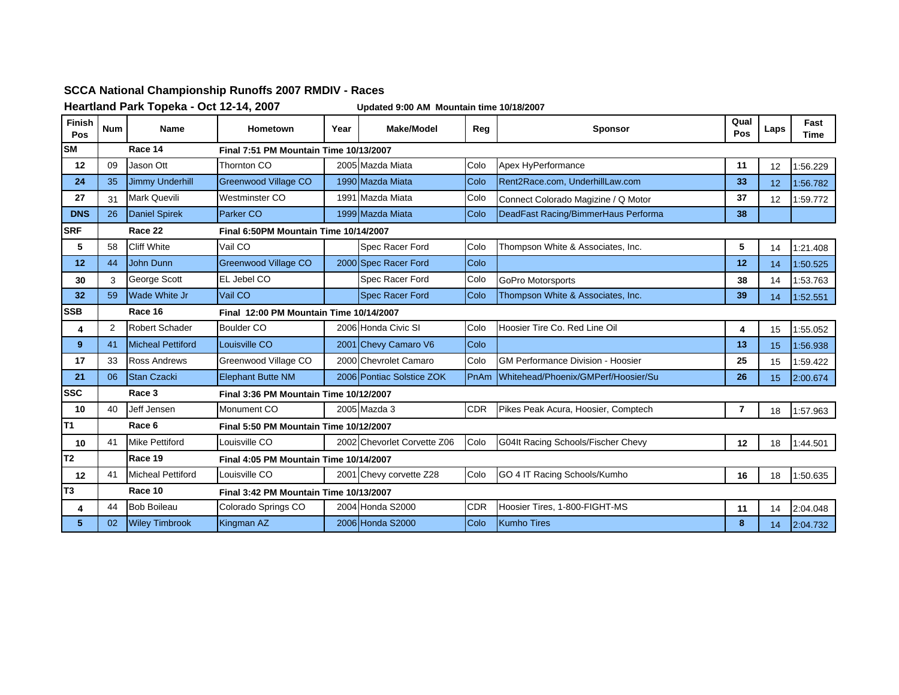## SCCA National Championship Runoffs 2007 RMDIV - Races

**Heartland Park Topeka - Oct 12-14, 2007** **Updated 9:00 AM Mountain time 10/18/2007**

| Finish Pos | Num | Name | Hometown | Year | Make/Model | Reg | Sponsor | Qual Pos | Laps | Fast Time |
|---|---|---|---|---|---|---|---|---|---|---|
| **SM** | | **Race 14** | **Final 7:51 PM Mountain Time 10/13/2007** | | | | | | | |
| 12 | 09 | Jason Ott | Thornton CO | 2005 | Mazda Miata | Colo | Apex HyPerformance | 11 | 12 | 1:56.229 |
| 24 | 35 | Jimmy Underhill | Greenwood Village CO | 1990 | Mazda Miata | Colo | Rent2Race.com, UnderhillLaw.com | 33 | 12 | 1:56.782 |
| 27 | 31 | Mark Quevili | Westminster CO | 1991 | Mazda Miata | Colo | Connect Colorado Magizine / Q Motor | 37 | 12 | 1:59.772 |
| DNS | 26 | Daniel Spirek | Parker CO | 1999 | Mazda Miata | Colo | DeadFast Racing/BimmerHaus Performa | 38 | | |
| **SRF** | | **Race 22** | **Final 6:50PM Mountain Time 10/14/2007** | | | | | | | |
| 5 | 58 | Cliff White | Vail CO | | Spec Racer Ford | Colo | Thompson White & Associates, Inc. | 5 | 14 | 1:21.408 |
| 12 | 44 | John Dunn | Greenwood Village CO | 2000 | Spec Racer Ford | Colo | | 12 | 14 | 1:50.525 |
| 30 | 3 | George Scott | EL Jebel CO | | Spec Racer Ford | Colo | GoPro Motorsports | 38 | 14 | 1:53.763 |
| 32 | 59 | Wade White Jr | Vail CO | | Spec Racer Ford | Colo | Thompson White & Associates, Inc. | 39 | 14 | 1:52.551 |
| **SSB** | | **Race 16** | **Final 12:00 PM Mountain Time 10/14/2007** | | | | | | | |
| 4 | 2 | Robert Schader | Boulder CO | 2006 | Honda Civic SI | Colo | Hoosier Tire Co. Red Line Oil | 4 | 15 | 1:55.052 |
| 9 | 41 | Micheal Pettiford | Louisville CO | 2001 | Chevy Camaro V6 | Colo | | 13 | 15 | 1:56.938 |
| 17 | 33 | Ross Andrews | Greenwood Village CO | 2000 | Chevrolet Camaro | Colo | GM Performance Division - Hoosier | 25 | 15 | 1:59.422 |
| 21 | 06 | Stan Czacki | Elephant Butte NM | 2006 | Pontiac Solstice ZOK | PnAm | Whitehead/Phoenix/GMPerf/Hoosier/Su | 26 | 15 | 2:00.674 |
| **SSC** | | **Race 3** | **Final 3:36 PM Mountain Time 10/12/2007** | | | | | | | |
| 10 | 40 | Jeff Jensen | Monument CO | 2005 | Mazda 3 | CDR | Pikes Peak Acura, Hoosier, Comptech | 7 | 18 | 1:57.963 |
| **T1** | | **Race 6** | **Final 5:50 PM Mountain Time 10/12/2007** | | | | | | | |
| 10 | 41 | Mike Pettiford | Louisville CO | 2002 | Chevorlet Corvette Z06 | Colo | G04It Racing Schools/Fischer Chevy | 12 | 18 | 1:44.501 |
| **T2** | | **Race 19** | **Final 4:05 PM Mountain Time 10/14/2007** | | | | | | | |
| 12 | 41 | Micheal Pettiford | Louisville CO | 2001 | Chevy corvette Z28 | Colo | GO 4 IT Racing Schools/Kumho | 16 | 18 | 1:50.635 |
| **T3** | | **Race 10** | **Final 3:42 PM Mountain Time 10/13/2007** | | | | | | | |
| 4 | 44 | Bob Boileau | Colorado Springs CO | 2004 | Honda S2000 | CDR | Hoosier Tires, 1-800-FIGHT-MS | 11 | 14 | 2:04.048 |
| 5 | 02 | Wiley Timbrook | Kingman AZ | 2006 | Honda S2000 | Colo | Kumho Tires | 8 | 14 | 2:04.732 |